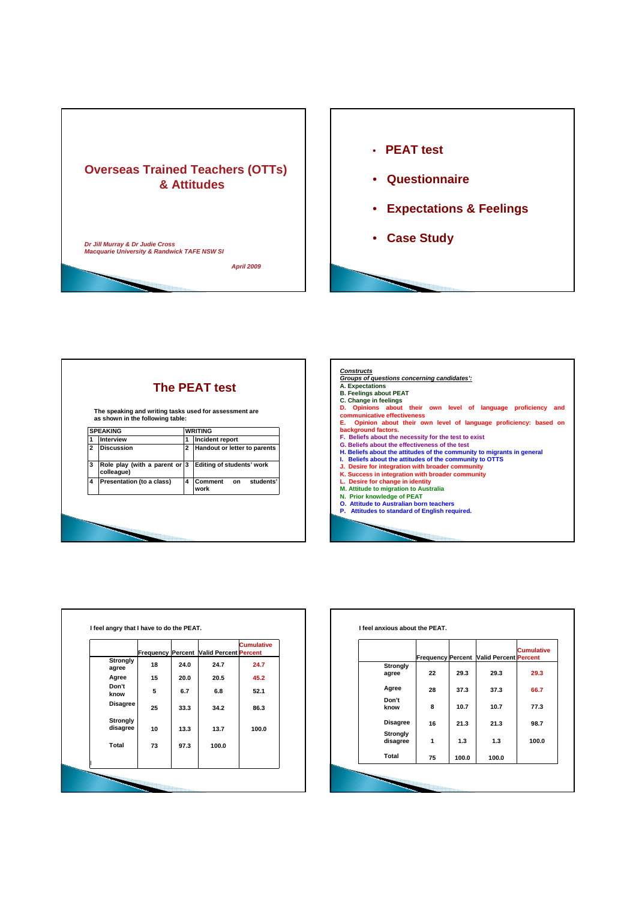# Overseas Trained Teachers (OTTs) & Attitudes

*Dr Jill Murray & Dr Judie Cross*
*Macquarie University & Randwick TAFE NSW SI*

*April 2009*

- **PEAT test**
- **Questionnaire**
- **Expectations & Feelings**
- **Case Study**

## The PEAT test

The speaking and writing tasks used for assessment are as shown in the following table:

| SPEAKING | | WRITING | |
|---|---|---|---|
| 1 | Interview | 1 | Incident report |
| 2 | Discussion | 2 | Handout or letter to parents |
| 3 | Role play (with a parent or colleague) | 3 | Editing of students' work |
| 4 | Presentation (to a class) | 4 | Comment on students' work |

***Constructs***

***Groups of questions concerning candidates':***

A. Expectations
B. Feelings about PEAT
C. Change in feelings
D. Opinions about their own level of language proficiency and communicative effectiveness
E. Opinion about their own level of language proficiency: based on background factors.
F. Beliefs about the necessity for the test to exist
G. Beliefs about the effectiveness of the test
H. Beliefs about the attitudes of the community to migrants in general
I. Beliefs about the attitudes of the community to OTTS
J. Desire for integration with broader community
K. Success in integration with broader community
L. Desire for change in identity
M. Attitude to migration to Australia
N. Prior knowledge of PEAT
O. Attitude to Australian born teachers
P. Attitudes to standard of English required.

**I feel angry that I have to do the PEAT.**

| | Frequency | Percent | Valid Percent | Cumulative Percent |
|---|---|---|---|---|
| Strongly agree | 18 | 24.0 | 24.7 | 24.7 |
| Agree | 15 | 20.0 | 20.5 | 45.2 |
| Don't know | 5 | 6.7 | 6.8 | 52.1 |
| Disagree | 25 | 33.3 | 34.2 | 86.3 |
| Strongly disagree | 10 | 13.3 | 13.7 | 100.0 |
| Total | 73 | 97.3 | 100.0 | |

**I feel anxious about the PEAT.**

| | Frequency | Percent | Valid Percent | Cumulative Percent |
|---|---|---|---|---|
| Strongly agree | 22 | 29.3 | 29.3 | 29.3 |
| Agree | 28 | 37.3 | 37.3 | 66.7 |
| Don't know | 8 | 10.7 | 10.7 | 77.3 |
| Disagree | 16 | 21.3 | 21.3 | 98.7 |
| Strongly disagree | 1 | 1.3 | 1.3 | 100.0 |
| Total | 75 | 100.0 | 100.0 | |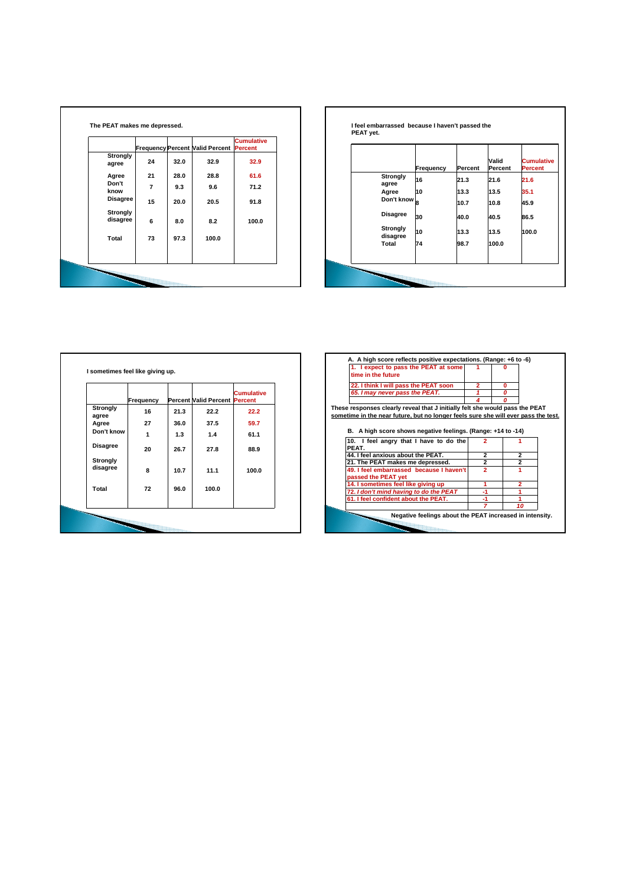**The PEAT makes me depressed.**

| | Frequency | Percent | Valid Percent | Cumulative Percent |
|---|---|---|---|---|
| Strongly agree | 24 | 32.0 | 32.9 | 32.9 |
| Agree | 21 | 28.0 | 28.8 | 61.6 |
| Don't know | 7 | 9.3 | 9.6 | 71.2 |
| Disagree | 15 | 20.0 | 20.5 | 91.8 |
| Strongly disagree | 6 | 8.0 | 8.2 | 100.0 |
| Total | 73 | 97.3 | 100.0 | |

**I feel embarrassed because I haven't passed the PEAT yet.**

| | Frequency | Percent | Valid Percent | Cumulative Percent |
|---|---|---|---|---|
| Strongly agree | 16 | 21.3 | 21.6 | 21.6 |
| Agree | 10 | 13.3 | 13.5 | 35.1 |
| Don't know | 8 | 10.7 | 10.8 | 45.9 |
| Disagree | 30 | 40.0 | 40.5 | 86.5 |
| Strongly disagree | 10 | 13.3 | 13.5 | 100.0 |
| Total | 74 | 98.7 | 100.0 | |

**I sometimes feel like giving up.**

| | Frequency | Percent | Valid Percent | Cumulative Percent |
|---|---|---|---|---|
| Strongly agree | 16 | 21.3 | 22.2 | 22.2 |
| Agree | 27 | 36.0 | 37.5 | 59.7 |
| Don't know | 1 | 1.3 | 1.4 | 61.1 |
| Disagree | 20 | 26.7 | 27.8 | 88.9 |
| Strongly disagree | 8 | 10.7 | 11.1 | 100.0 |
| Total | 72 | 96.0 | 100.0 | |

**A. A high score reflects positive expectations. (Range: +6 to -6)**

| | | |
|---|---|---|
| 1. I expect to pass the PEAT at some time in the future | 1 | 0 |
| 22. I think I will pass the PEAT soon | 2 | 0 |
| *65. I may never pass the PEAT.* | *1* | *0* |
| | *4* | *0* |

**These responses clearly reveal that J initially felt she would pass the PEAT <u>sometime in the near future, but no longer feels sure she will ever pass the test.</u>**

**B. A high score shows negative feelings. (Range: +14 to -14)**

| | | |
|---|---|---|
| 10. I feel angry that I have to do the PEAT. | 2 | 1 |
| 44. I feel anxious about the PEAT. | 2 | 2 |
| 21. The PEAT makes me depressed. | 2 | 2 |
| 49. I feel embarrassed because I haven't passed the PEAT yet | 2 | 1 |
| 14. I sometimes feel like giving up | 1 | 2 |
| *72. I don't mind having to do the PEAT* | -1 | 1 |
| 61. I feel confident about the PEAT. | -1 | 1 |
| | *7* | *10* |

**Negative feelings about the PEAT increased in intensity.**